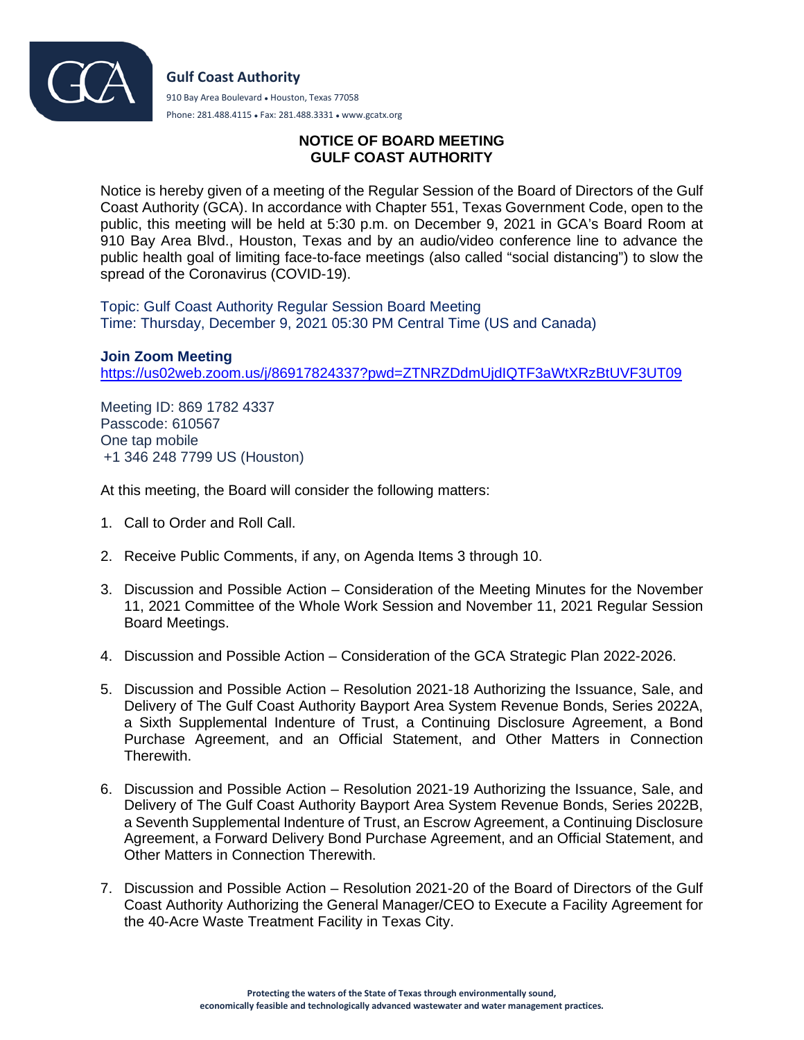**Gulf Coast Authority**

910 Bay Area Boulevard • Houston, Texas 77058

Phone: 281.488.4115 • Fax: 281.488.3331 • www.gcatx.org

## NOTICE OF BOARD MEETING
## GULF COAST AUTHORITY

Notice is hereby given of a meeting of the Regular Session of the Board of Directors of the Gulf Coast Authority (GCA). In accordance with Chapter 551, Texas Government Code, open to the public, this meeting will be held at 5:30 p.m. on December 9, 2021 in GCA's Board Room at 910 Bay Area Blvd., Houston, Texas and by an audio/video conference line to advance the public health goal of limiting face-to-face meetings (also called "social distancing") to slow the spread of the Coronavirus (COVID-19).

Topic: Gulf Coast Authority Regular Session Board Meeting
Time: Thursday, December 9, 2021 05:30 PM Central Time (US and Canada)

**Join Zoom Meeting**
https://us02web.zoom.us/j/86917824337?pwd=ZTNRZDdmUjdIQTF3aWtXRzBtUVF3UT09

Meeting ID: 869 1782 4337
Passcode: 610567
One tap mobile
+1 346 248 7799 US (Houston)

At this meeting, the Board will consider the following matters:

1. Call to Order and Roll Call.

2. Receive Public Comments, if any, on Agenda Items 3 through 10.

3. Discussion and Possible Action – Consideration of the Meeting Minutes for the November 11, 2021 Committee of the Whole Work Session and November 11, 2021 Regular Session Board Meetings.

4. Discussion and Possible Action – Consideration of the GCA Strategic Plan 2022-2026.

5. Discussion and Possible Action – Resolution 2021-18 Authorizing the Issuance, Sale, and Delivery of The Gulf Coast Authority Bayport Area System Revenue Bonds, Series 2022A, a Sixth Supplemental Indenture of Trust, a Continuing Disclosure Agreement, a Bond Purchase Agreement, and an Official Statement, and Other Matters in Connection Therewith.

6. Discussion and Possible Action – Resolution 2021-19 Authorizing the Issuance, Sale, and Delivery of The Gulf Coast Authority Bayport Area System Revenue Bonds, Series 2022B, a Seventh Supplemental Indenture of Trust, an Escrow Agreement, a Continuing Disclosure Agreement, a Forward Delivery Bond Purchase Agreement, and an Official Statement, and Other Matters in Connection Therewith.

7. Discussion and Possible Action – Resolution 2021-20 of the Board of Directors of the Gulf Coast Authority Authorizing the General Manager/CEO to Execute a Facility Agreement for the 40-Acre Waste Treatment Facility in Texas City.

**Protecting the waters of the State of Texas through environmentally sound, economically feasible and technologically advanced wastewater and water management practices.**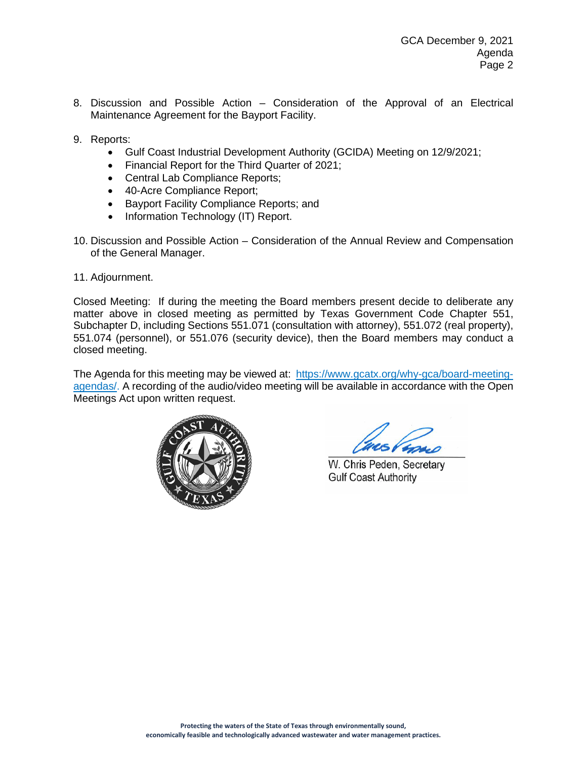8. Discussion and Possible Action – Consideration of the Approval of an Electrical Maintenance Agreement for the Bayport Facility.

9. Reports:
    - Gulf Coast Industrial Development Authority (GCIDA) Meeting on 12/9/2021;
    - Financial Report for the Third Quarter of 2021;
    - Central Lab Compliance Reports;
    - 40-Acre Compliance Report;
    - Bayport Facility Compliance Reports; and
    - Information Technology (IT) Report.

10. Discussion and Possible Action – Consideration of the Annual Review and Compensation of the General Manager.

11. Adjournment.

Closed Meeting: If during the meeting the Board members present decide to deliberate any matter above in closed meeting as permitted by Texas Government Code Chapter 551, Subchapter D, including Sections 551.071 (consultation with attorney), 551.072 (real property), 551.074 (personnel), or 551.076 (security device), then the Board members may conduct a closed meeting.

The Agenda for this meeting may be viewed at: https://www.gcatx.org/why-gca/board-meeting-agendas/. A recording of the audio/video meeting will be available in accordance with the Open Meetings Act upon written request.

W. Chris Peden, Secretary
Gulf Coast Authority

**Protecting the waters of the State of Texas through environmentally sound, economically feasible and technologically advanced wastewater and water management practices.**